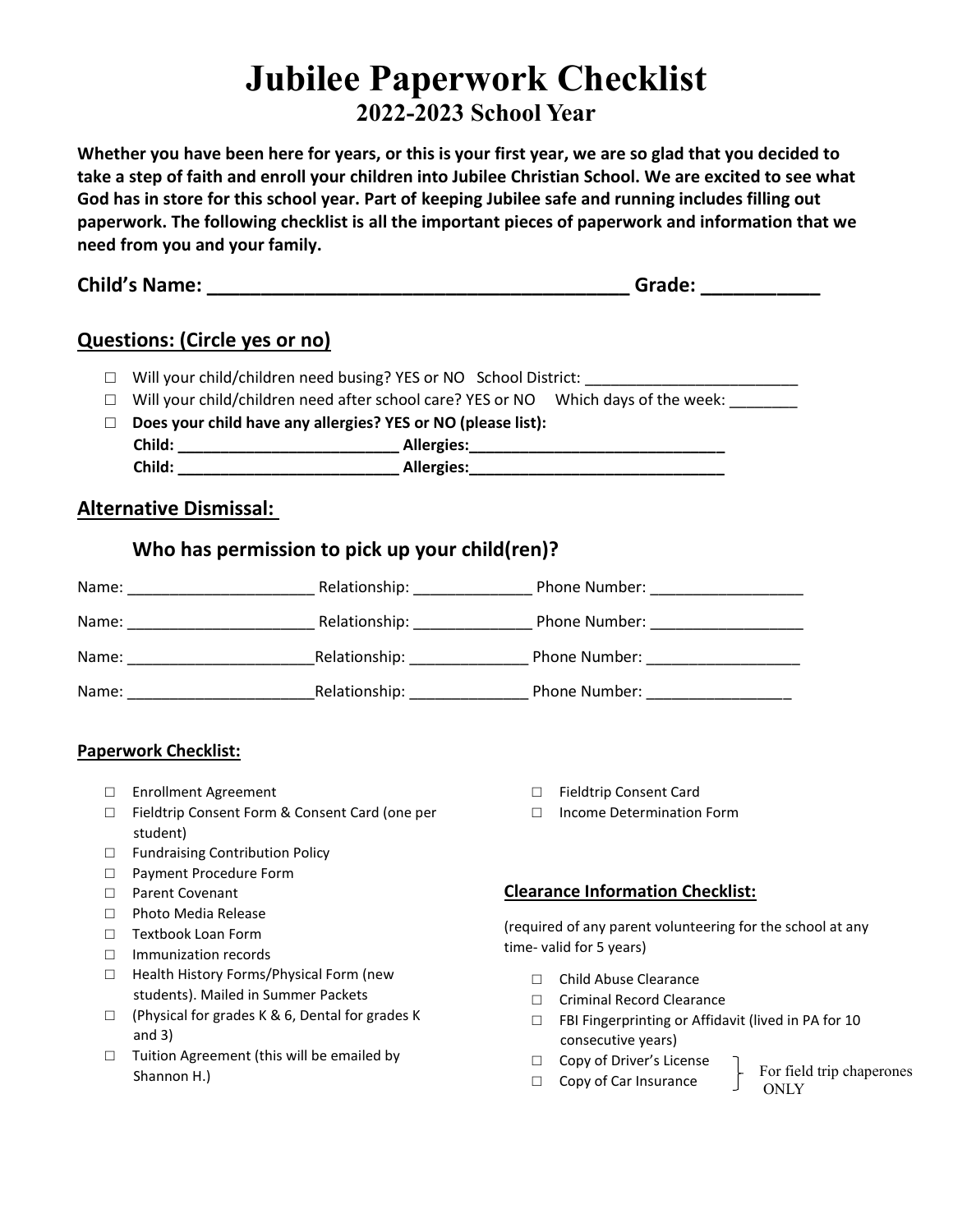# Jubilee Paperwork Checklist

## 2022-2023 School Year

**Whether you have been here for years, or this is your first year, we are so glad that you decided to take a step of faith and enroll your children into Jubilee Christian School. We are excited to see what God has in store for this school year. Part of keeping Jubilee safe and running includes filling out paperwork. The following checklist is all the important pieces of paperwork and information that we need from you and your family.**

**Child's Name: ________________________________________ Grade: ___________**

## Questions: (Circle yes or no)

- ☐ Will your child/children need busing? YES or NO School District: _________________________
- ☐ Will your child/children need after school care? YES or NO Which days of the week: ________
- ☐ **Does your child have any allergies? YES or NO (please list):**
  **Child: __________________________ Allergies:______________________________**
  **Child: __________________________ Allergies:______________________________**

## Alternative Dismissal:

### Who has permission to pick up your child(ren)?

Name: ______________________ Relationship: ______________ Phone Number: __________________

Name: ______________________ Relationship: ______________ Phone Number: __________________

Name: ______________________ Relationship: ______________ Phone Number: __________________

Name: ______________________ Relationship: ______________ Phone Number: _________________

### Paperwork Checklist:

- ☐ Enrollment Agreement
- ☐ Fieldtrip Consent Form & Consent Card (one per student)
- ☐ Fundraising Contribution Policy
- ☐ Payment Procedure Form
- ☐ Parent Covenant
- ☐ Photo Media Release
- ☐ Textbook Loan Form
- ☐ Immunization records
- ☐ Health History Forms/Physical Form (new students). Mailed in Summer Packets
- ☐ (Physical for grades K & 6, Dental for grades K and 3)
- ☐ Tuition Agreement (this will be emailed by Shannon H.)
- ☐ Fieldtrip Consent Card
- ☐ Income Determination Form

### Clearance Information Checklist:

(required of any parent volunteering for the school at any time- valid for 5 years)

- ☐ Child Abuse Clearance
- ☐ Criminal Record Clearance
- ☐ FBI Fingerprinting or Affidavit (lived in PA for 10 consecutive years)
- ☐ Copy of Driver's License
- ☐ Copy of Car Insurance

(Copy of Driver's License and Copy of Car Insurance: For field trip chaperones ONLY)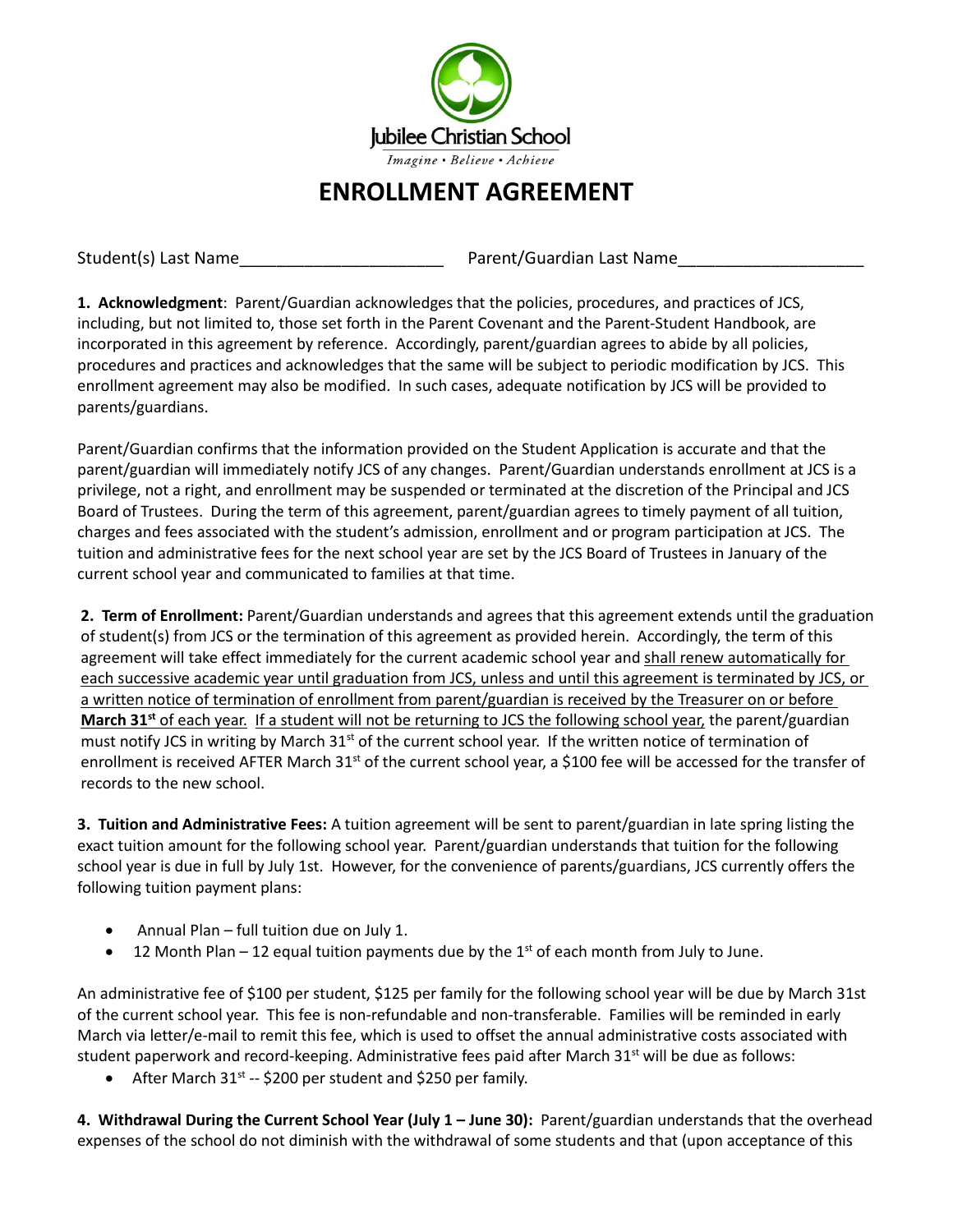Jubilee Christian School

*Imagine • Believe • Achieve*

# ENROLLMENT AGREEMENT

Student(s) Last Name______________________ Parent/Guardian Last Name____________________

**1. Acknowledgment**: Parent/Guardian acknowledges that the policies, procedures, and practices of JCS, including, but not limited to, those set forth in the Parent Covenant and the Parent-Student Handbook, are incorporated in this agreement by reference. Accordingly, parent/guardian agrees to abide by all policies, procedures and practices and acknowledges that the same will be subject to periodic modification by JCS. This enrollment agreement may also be modified. In such cases, adequate notification by JCS will be provided to parents/guardians.

Parent/Guardian confirms that the information provided on the Student Application is accurate and that the parent/guardian will immediately notify JCS of any changes. Parent/Guardian understands enrollment at JCS is a privilege, not a right, and enrollment may be suspended or terminated at the discretion of the Principal and JCS Board of Trustees. During the term of this agreement, parent/guardian agrees to timely payment of all tuition, charges and fees associated with the student's admission, enrollment and or program participation at JCS. The tuition and administrative fees for the next school year are set by the JCS Board of Trustees in January of the current school year and communicated to families at that time.

**2. Term of Enrollment:** Parent/Guardian understands and agrees that this agreement extends until the graduation of student(s) from JCS or the termination of this agreement as provided herein. Accordingly, the term of this agreement will take effect immediately for the current academic school year and <u>shall renew automatically for each successive academic year until graduation from JCS, unless and until this agreement is terminated by JCS, or a written notice of termination of enrollment from parent/guardian is received by the Treasurer on or before **March 31st** of each year.</u> <u>If a student will not be returning to JCS the following school year,</u> the parent/guardian must notify JCS in writing by March 31st of the current school year. If the written notice of termination of enrollment is received AFTER March 31st of the current school year, a $100 fee will be accessed for the transfer of records to the new school.

**3. Tuition and Administrative Fees:** A tuition agreement will be sent to parent/guardian in late spring listing the exact tuition amount for the following school year. Parent/guardian understands that tuition for the following school year is due in full by July 1st. However, for the convenience of parents/guardians, JCS currently offers the following tuition payment plans:

- Annual Plan – full tuition due on July 1.
- 12 Month Plan – 12 equal tuition payments due by the 1st of each month from July to June.

An administrative fee of $100 per student, $125 per family for the following school year will be due by March 31st of the current school year. This fee is non-refundable and non-transferable. Families will be reminded in early March via letter/e-mail to remit this fee, which is used to offset the annual administrative costs associated with student paperwork and record-keeping. Administrative fees paid after March 31st will be due as follows:

- After March 31st -- $200 per student and $250 per family.

**4. Withdrawal During the Current School Year (July 1 – June 30):** Parent/guardian understands that the overhead expenses of the school do not diminish with the withdrawal of some students and that (upon acceptance of this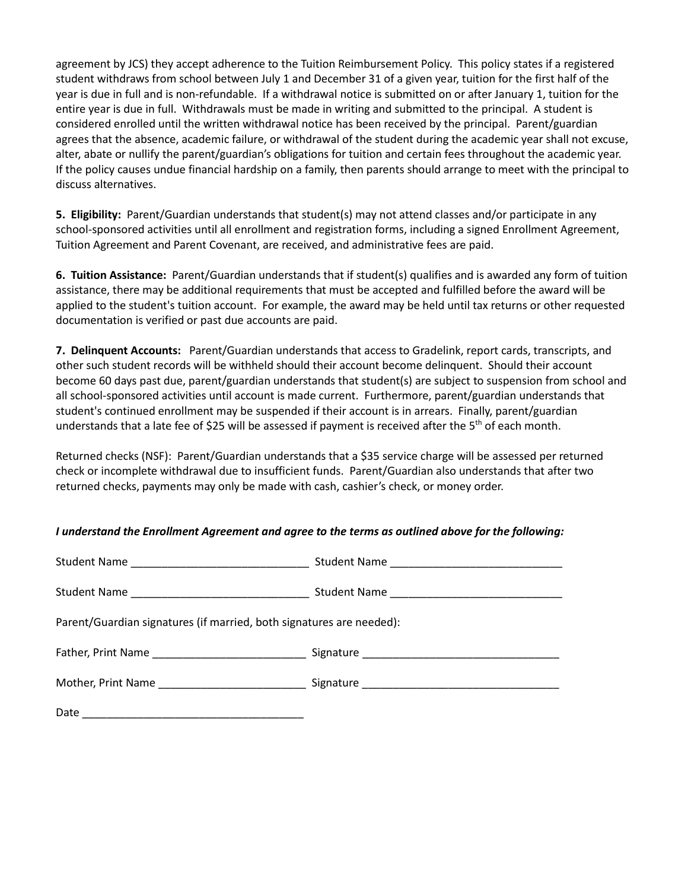agreement by JCS) they accept adherence to the Tuition Reimbursement Policy. This policy states if a registered student withdraws from school between July 1 and December 31 of a given year, tuition for the first half of the year is due in full and is non-refundable. If a withdrawal notice is submitted on or after January 1, tuition for the entire year is due in full. Withdrawals must be made in writing and submitted to the principal. A student is considered enrolled until the written withdrawal notice has been received by the principal. Parent/guardian agrees that the absence, academic failure, or withdrawal of the student during the academic year shall not excuse, alter, abate or nullify the parent/guardian's obligations for tuition and certain fees throughout the academic year. If the policy causes undue financial hardship on a family, then parents should arrange to meet with the principal to discuss alternatives.

**5. Eligibility:** Parent/Guardian understands that student(s) may not attend classes and/or participate in any school-sponsored activities until all enrollment and registration forms, including a signed Enrollment Agreement, Tuition Agreement and Parent Covenant, are received, and administrative fees are paid.

**6. Tuition Assistance:** Parent/Guardian understands that if student(s) qualifies and is awarded any form of tuition assistance, there may be additional requirements that must be accepted and fulfilled before the award will be applied to the student's tuition account. For example, the award may be held until tax returns or other requested documentation is verified or past due accounts are paid.

**7. Delinquent Accounts:** Parent/Guardian understands that access to Gradelink, report cards, transcripts, and other such student records will be withheld should their account become delinquent. Should their account become 60 days past due, parent/guardian understands that student(s) are subject to suspension from school and all school-sponsored activities until account is made current. Furthermore, parent/guardian understands that student's continued enrollment may be suspended if their account is in arrears. Finally, parent/guardian understands that a late fee of $25 will be assessed if payment is received after the 5th of each month.

Returned checks (NSF): Parent/Guardian understands that a $35 service charge will be assessed per returned check or incomplete withdrawal due to insufficient funds. Parent/Guardian also understands that after two returned checks, payments may only be made with cash, cashier's check, or money order.

***I understand the Enrollment Agreement and agree to the terms as outlined above for the following:***

Student Name ______________________________ Student Name ____________________________

Student Name ______________________________ Student Name ____________________________

Parent/Guardian signatures (if married, both signatures are needed):

Father, Print Name __________________________ Signature ________________________________

Mother, Print Name _________________________ Signature ________________________________

Date _____________________________________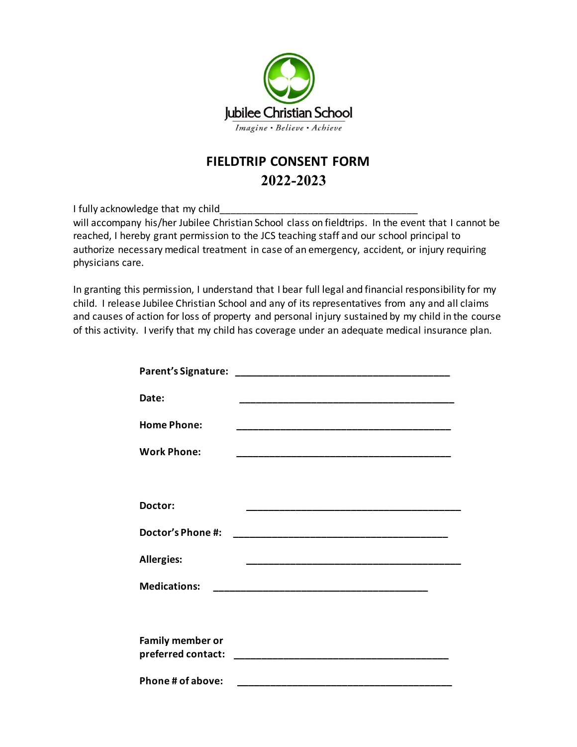Jubilee Christian School

*Imagine • Believe • Achieve*

# FIELDTRIP CONSENT FORM
## 2022-2023

I fully acknowledge that my child___________________________________
will accompany his/her Jubilee Christian School class on fieldtrips. In the event that I cannot be reached, I hereby grant permission to the JCS teaching staff and our school principal to authorize necessary medical treatment in case of an emergency, accident, or injury requiring physicians care.

In granting this permission, I understand that I bear full legal and financial responsibility for my child. I release Jubilee Christian School and any of its representatives from any and all claims and causes of action for loss of property and personal injury sustained by my child in the course of this activity. I verify that my child has coverage under an adequate medical insurance plan.

**Parent's Signature:** _______________________________________

**Date:** _______________________________________

**Home Phone:** _______________________________________

**Work Phone:** _______________________________________

**Doctor:** _______________________________________

**Doctor's Phone #:** _______________________________________

**Allergies:** _______________________________________

**Medications:** _______________________________________

**Family member or preferred contact:** _______________________________________

**Phone # of above:** _______________________________________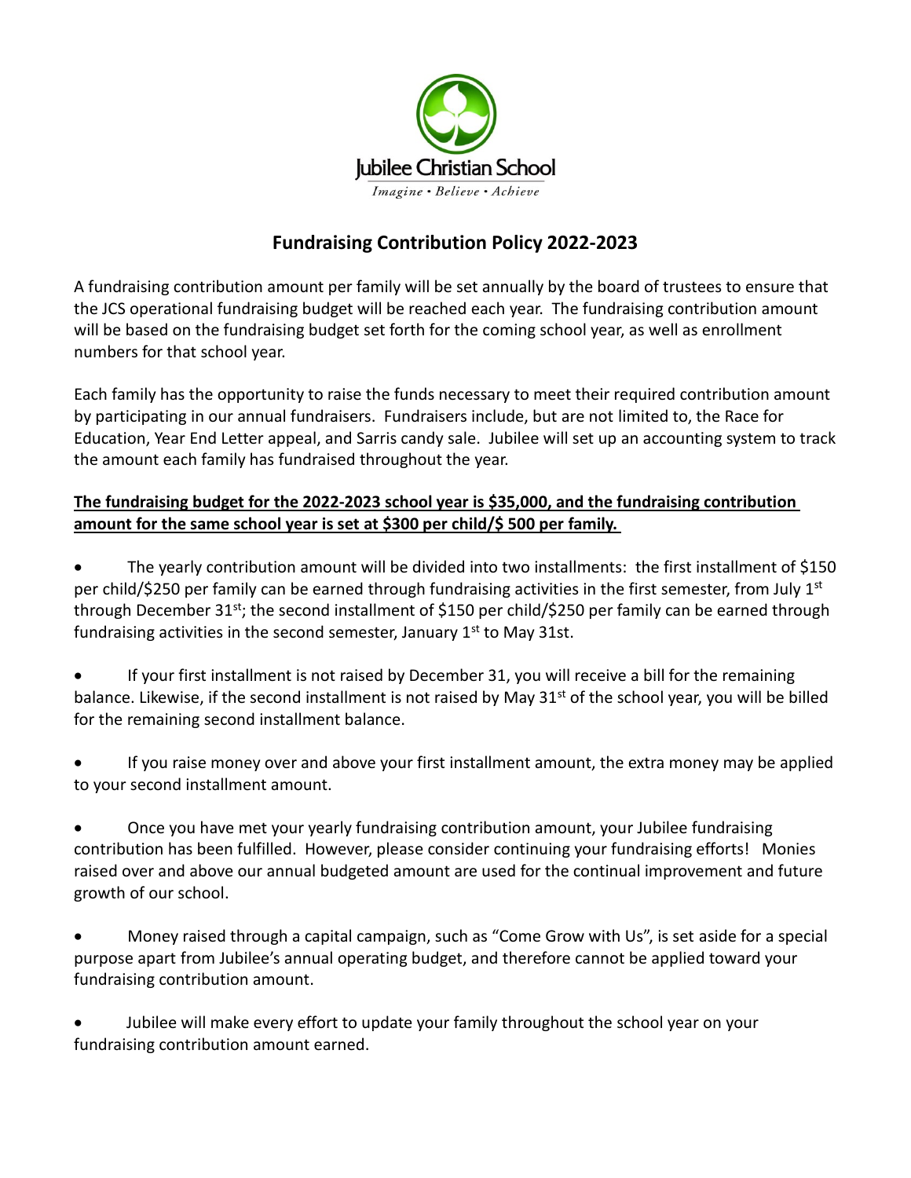Jubilee Christian School

*Imagine • Believe • Achieve*

## Fundraising Contribution Policy 2022-2023

A fundraising contribution amount per family will be set annually by the board of trustees to ensure that the JCS operational fundraising budget will be reached each year. The fundraising contribution amount will be based on the fundraising budget set forth for the coming school year, as well as enrollment numbers for that school year.

Each family has the opportunity to raise the funds necessary to meet their required contribution amount by participating in our annual fundraisers. Fundraisers include, but are not limited to, the Race for Education, Year End Letter appeal, and Sarris candy sale. Jubilee will set up an accounting system to track the amount each family has fundraised throughout the year.

**The fundraising budget for the 2022-2023 school year is $35,000, and the fundraising contribution amount for the same school year is set at $300 per child/$ 500 per family.**

- The yearly contribution amount will be divided into two installments: the first installment of $150 per child/$250 per family can be earned through fundraising activities in the first semester, from July 1st through December 31st; the second installment of $150 per child/$250 per family can be earned through fundraising activities in the second semester, January 1st to May 31st.
- If your first installment is not raised by December 31, you will receive a bill for the remaining balance. Likewise, if the second installment is not raised by May 31st of the school year, you will be billed for the remaining second installment balance.
- If you raise money over and above your first installment amount, the extra money may be applied to your second installment amount.
- Once you have met your yearly fundraising contribution amount, your Jubilee fundraising contribution has been fulfilled. However, please consider continuing your fundraising efforts! Monies raised over and above our annual budgeted amount are used for the continual improvement and future growth of our school.
- Money raised through a capital campaign, such as "Come Grow with Us", is set aside for a special purpose apart from Jubilee's annual operating budget, and therefore cannot be applied toward your fundraising contribution amount.
- Jubilee will make every effort to update your family throughout the school year on your fundraising contribution amount earned.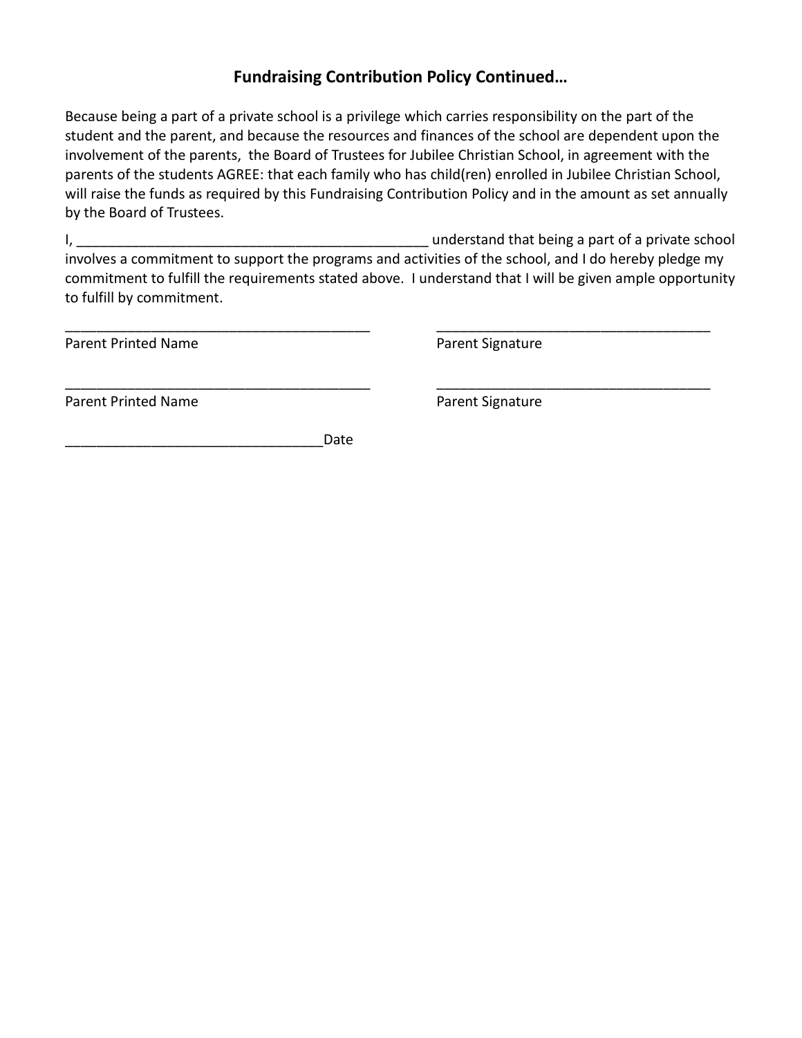## Fundraising Contribution Policy Continued…

Because being a part of a private school is a privilege which carries responsibility on the part of the student and the parent, and because the resources and finances of the school are dependent upon the involvement of the parents, the Board of Trustees for Jubilee Christian School, in agreement with the parents of the students AGREE: that each family who has child(ren) enrolled in Jubilee Christian School, will raise the funds as required by this Fundraising Contribution Policy and in the amount as set annually by the Board of Trustees.

I, _______________________________________________ understand that being a part of a private school involves a commitment to support the programs and activities of the school, and I do hereby pledge my commitment to fulfill the requirements stated above. I understand that I will be given ample opportunity to fulfill by commitment.

_________________________________________ Parent Printed Name

_____________________________________ Parent Signature

_________________________________________ Parent Printed Name

_____________________________________ Parent Signature

__________________________________Date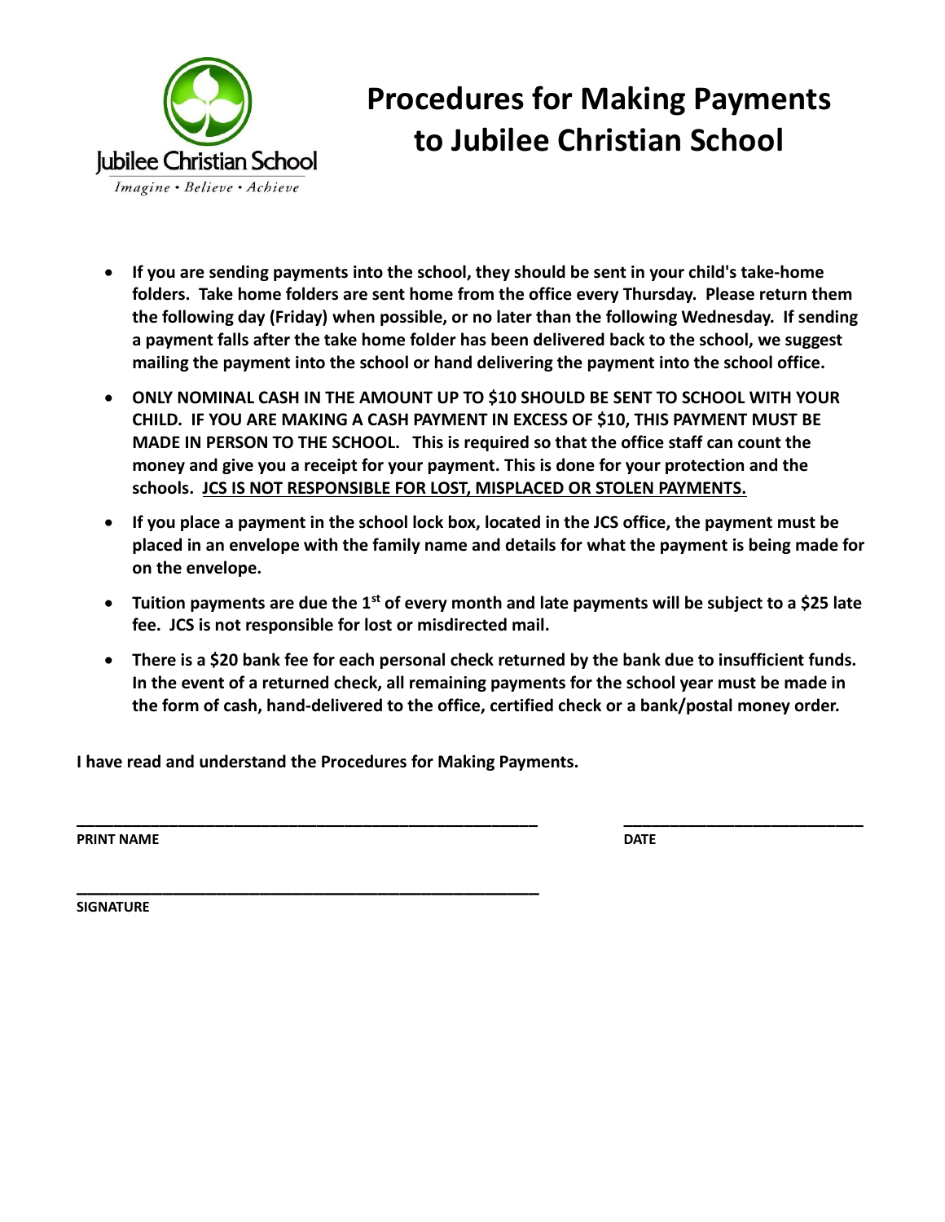Jubilee Christian School

*Imagine • Believe • Achieve*

# Procedures for Making Payments to Jubilee Christian School

- **If you are sending payments into the school, they should be sent in your child's take-home folders. Take home folders are sent home from the office every Thursday. Please return them the following day (Friday) when possible, or no later than the following Wednesday. If sending a payment falls after the take home folder has been delivered back to the school, we suggest mailing the payment into the school or hand delivering the payment into the school office.**
- **ONLY NOMINAL CASH IN THE AMOUNT UP TO $10 SHOULD BE SENT TO SCHOOL WITH YOUR CHILD. IF YOU ARE MAKING A CASH PAYMENT IN EXCESS OF $10, THIS PAYMENT MUST BE MADE IN PERSON TO THE SCHOOL. This is required so that the office staff can count the money and give you a receipt for your payment. This is done for your protection and the schools. <u>JCS IS NOT RESPONSIBLE FOR LOST, MISPLACED OR STOLEN PAYMENTS.</u>**
- **If you place a payment in the school lock box, located in the JCS office, the payment must be placed in an envelope with the family name and details for what the payment is being made for on the envelope.**
- **Tuition payments are due the 1st of every month and late payments will be subject to a $25 late fee. JCS is not responsible for lost or misdirected mail.**
- **There is a $20 bank fee for each personal check returned by the bank due to insufficient funds. In the event of a returned check, all remaining payments for the school year must be made in the form of cash, hand-delivered to the office, certified check or a bank/postal money order.**

**I have read and understand the Procedures for Making Payments.**

\_\_\_\_\_\_\_\_\_\_\_\_\_\_\_\_\_\_\_\_\_\_\_\_\_\_\_\_\_\_\_\_\_\_\_\_\_\_\_\_\_\_\_\_\_\_\_\_\_\_ \_\_\_\_\_\_\_\_\_\_\_\_\_\_\_\_\_\_\_\_\_\_\_\_\_\_\_

**PRINT NAME** **DATE**

\_\_\_\_\_\_\_\_\_\_\_\_\_\_\_\_\_\_\_\_\_\_\_\_\_\_\_\_\_\_\_\_\_\_\_\_\_\_\_\_\_\_\_\_\_\_\_\_\_\_

**SIGNATURE**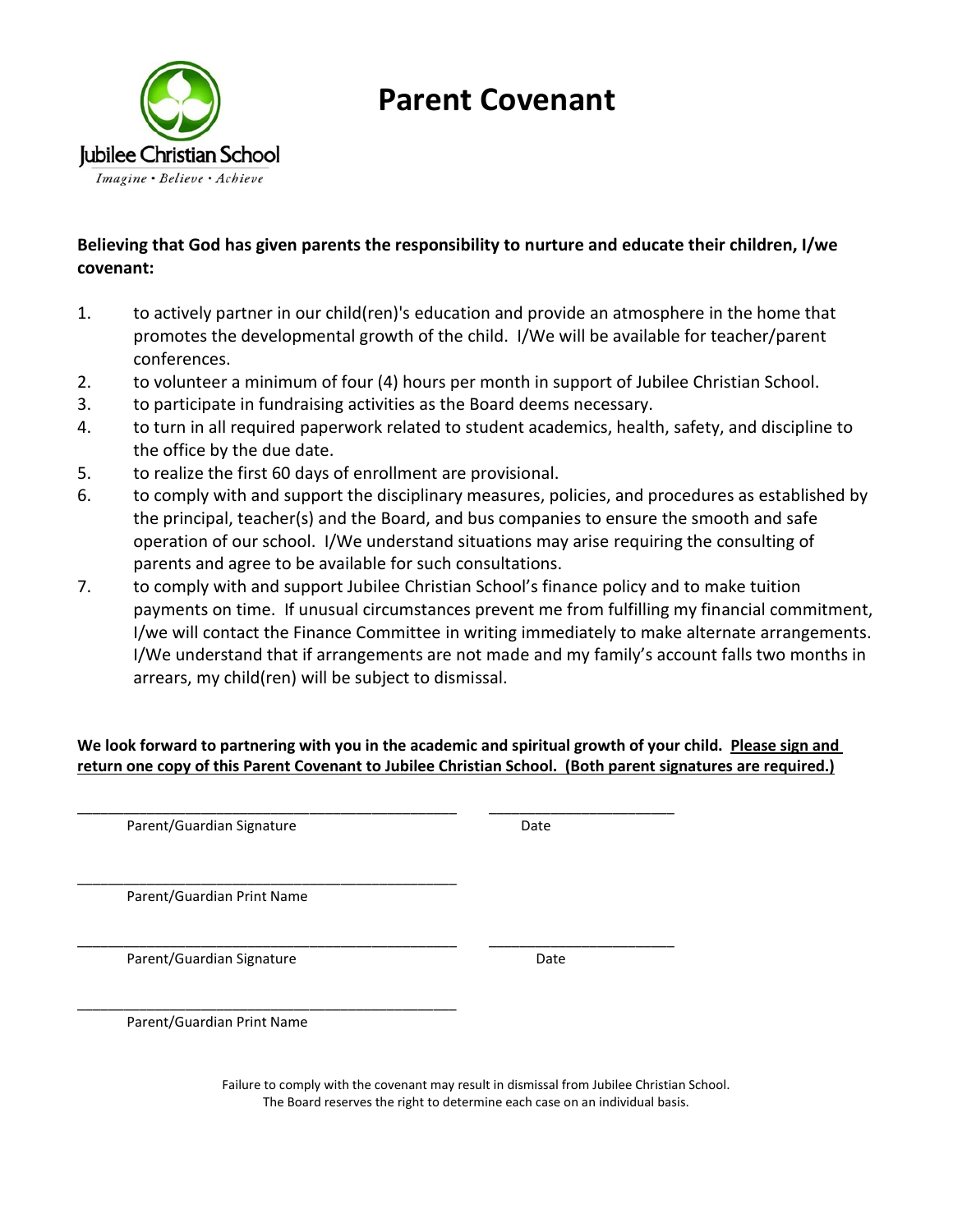Jubilee Christian School

*Imagine • Believe • Achieve*

# Parent Covenant

**Believing that God has given parents the responsibility to nurture and educate their children, I/we covenant:**

1. to actively partner in our child(ren)'s education and provide an atmosphere in the home that promotes the developmental growth of the child. I/We will be available for teacher/parent conferences.
2. to volunteer a minimum of four (4) hours per month in support of Jubilee Christian School.
3. to participate in fundraising activities as the Board deems necessary.
4. to turn in all required paperwork related to student academics, health, safety, and discipline to the office by the due date.
5. to realize the first 60 days of enrollment are provisional.
6. to comply with and support the disciplinary measures, policies, and procedures as established by the principal, teacher(s) and the Board, and bus companies to ensure the smooth and safe operation of our school. I/We understand situations may arise requiring the consulting of parents and agree to be available for such consultations.
7. to comply with and support Jubilee Christian School's finance policy and to make tuition payments on time. If unusual circumstances prevent me from fulfilling my financial commitment, I/we will contact the Finance Committee in writing immediately to make alternate arrangements. I/We understand that if arrangements are not made and my family's account falls two months in arrears, my child(ren) will be subject to dismissal.

**We look forward to partnering with you in the academic and spiritual growth of your child. <u>Please sign and return one copy of this Parent Covenant to Jubilee Christian School. (Both parent signatures are required.)</u>**

_______________________________________________ _______________________

Parent/Guardian Signature Date

_______________________________________________

Parent/Guardian Print Name

_______________________________________________ _______________________

Parent/Guardian Signature Date

_______________________________________________

Parent/Guardian Print Name

Failure to comply with the covenant may result in dismissal from Jubilee Christian School.
The Board reserves the right to determine each case on an individual basis.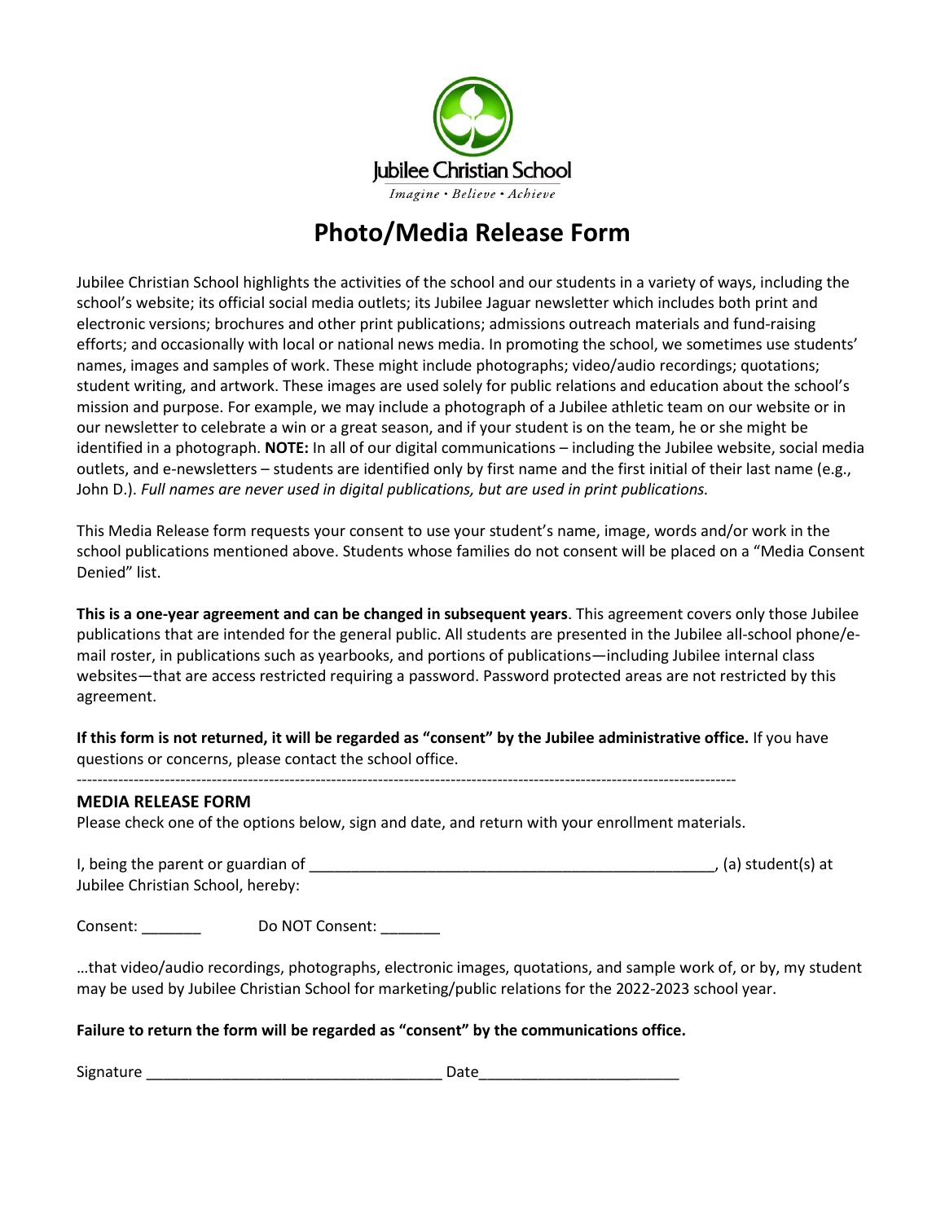Jubilee Christian School

*Imagine • Believe • Achieve*

# Photo/Media Release Form

Jubilee Christian School highlights the activities of the school and our students in a variety of ways, including the school's website; its official social media outlets; its Jubilee Jaguar newsletter which includes both print and electronic versions; brochures and other print publications; admissions outreach materials and fund-raising efforts; and occasionally with local or national news media. In promoting the school, we sometimes use students' names, images and samples of work. These might include photographs; video/audio recordings; quotations; student writing, and artwork. These images are used solely for public relations and education about the school's mission and purpose. For example, we may include a photograph of a Jubilee athletic team on our website or in our newsletter to celebrate a win or a great season, and if your student is on the team, he or she might be identified in a photograph. **NOTE:** In all of our digital communications – including the Jubilee website, social media outlets, and e-newsletters – students are identified only by first name and the first initial of their last name (e.g., John D.). *Full names are never used in digital publications, but are used in print publications.*

This Media Release form requests your consent to use your student's name, image, words and/or work in the school publications mentioned above. Students whose families do not consent will be placed on a "Media Consent Denied" list.

**This is a one-year agreement and can be changed in subsequent years**. This agreement covers only those Jubilee publications that are intended for the general public. All students are presented in the Jubilee all-school phone/e-mail roster, in publications such as yearbooks, and portions of publications—including Jubilee internal class websites—that are access restricted requiring a password. Password protected areas are not restricted by this agreement.

**If this form is not returned, it will be regarded as "consent" by the Jubilee administrative office.** If you have questions or concerns, please contact the school office.

---

## MEDIA RELEASE FORM

Please check one of the options below, sign and date, and return with your enrollment materials.

I, being the parent or guardian of ________________________________________________, (a) student(s) at Jubilee Christian School, hereby:

Consent: _______ Do NOT Consent: _______

…that video/audio recordings, photographs, electronic images, quotations, and sample work of, or by, my student may be used by Jubilee Christian School for marketing/public relations for the 2022-2023 school year.

**Failure to return the form will be regarded as "consent" by the communications office.**

Signature __________________________________ Date______________________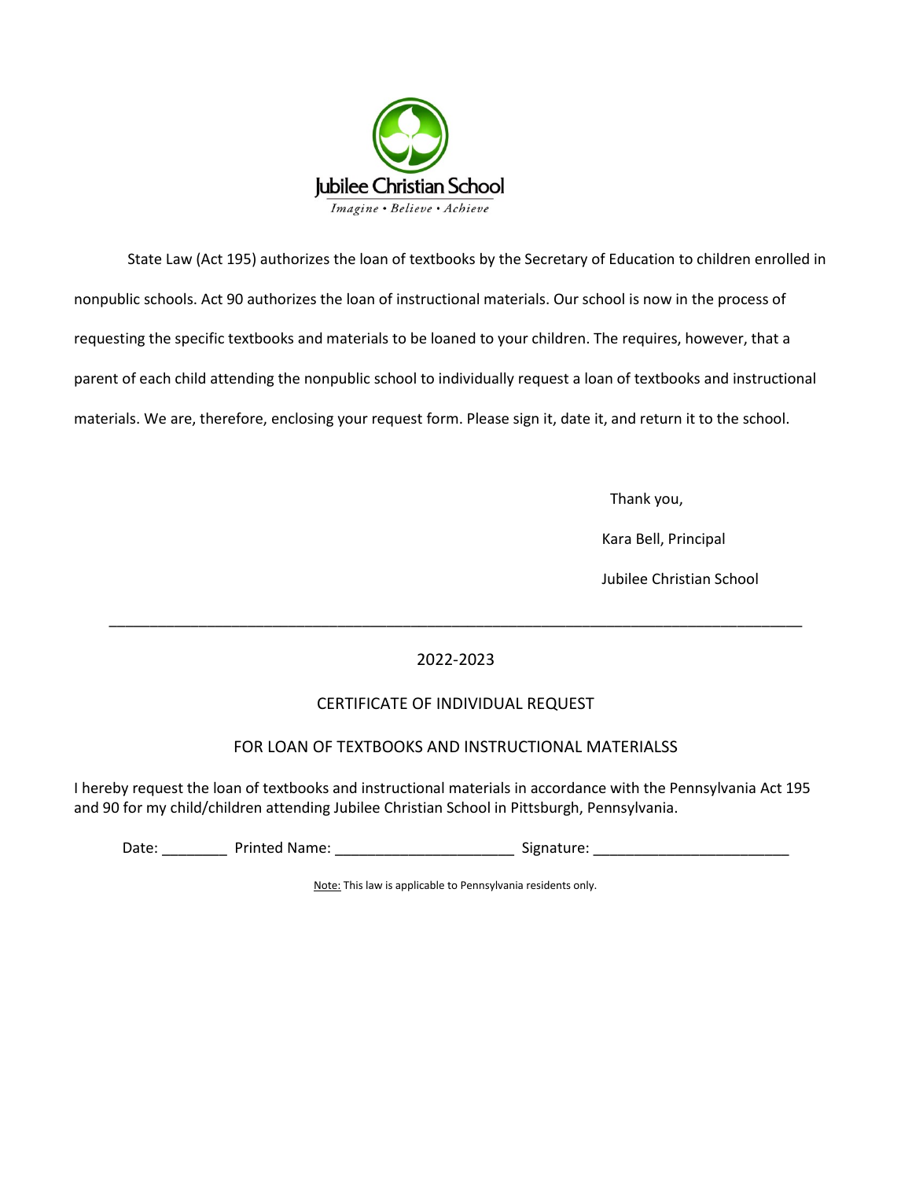Jubilee Christian School

*Imagine • Believe • Achieve*

State Law (Act 195) authorizes the loan of textbooks by the Secretary of Education to children enrolled in nonpublic schools. Act 90 authorizes the loan of instructional materials. Our school is now in the process of requesting the specific textbooks and materials to be loaned to your children. The requires, however, that a parent of each child attending the nonpublic school to individually request a loan of textbooks and instructional materials. We are, therefore, enclosing your request form. Please sign it, date it, and return it to the school.

Thank you,

Kara Bell, Principal

Jubilee Christian School

---

2022-2023

CERTIFICATE OF INDIVIDUAL REQUEST

FOR LOAN OF TEXTBOOKS AND INSTRUCTIONAL MATERIALSS

I hereby request the loan of textbooks and instructional materials in accordance with the Pennsylvania Act 195 and 90 for my child/children attending Jubilee Christian School in Pittsburgh, Pennsylvania.

Date: ________ Printed Name: ______________________ Signature: ________________________

Note: This law is applicable to Pennsylvania residents only.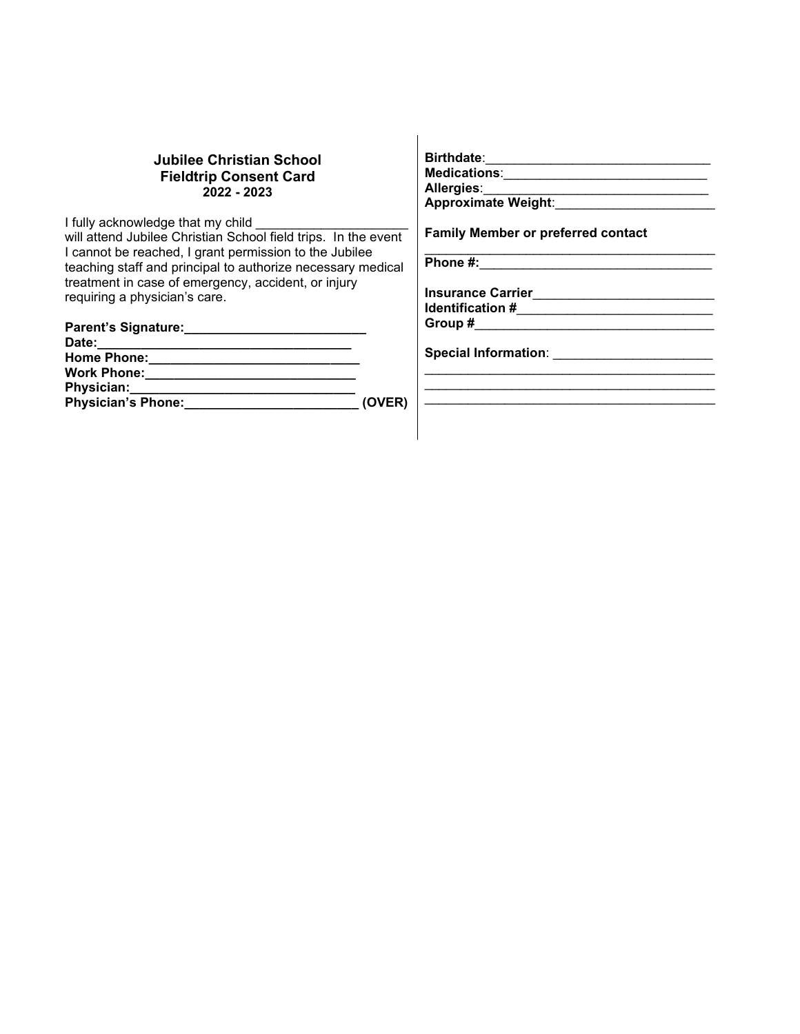**Jubilee Christian School**
**Fieldtrip Consent Card**
**2022 - 2023**

I fully acknowledge that my child _____________________ will attend Jubilee Christian School field trips. In the event I cannot be reached, I grant permission to the Jubilee teaching staff and principal to authorize necessary medical treatment in case of emergency, accident, or injury requiring a physician's care.

**Parent's Signature:**_________________________
**Date:**___________________________________
**Home Phone:**____________________________
**Work Phone:**____________________________
**Physician:**_______________________________
**Physician's Phone:**_______________________ **(OVER)**

**Birthdate**:_______________________________
**Medications**:____________________________
**Allergies**:_______________________________
**Approximate Weight**:_____________________

**Family Member or preferred contact**
________________________________________
**Phone #:**_________________________________

**Insurance Carrier**_________________________
**Identification #**___________________________
**Group #**__________________________________

**Special Information**: ______________________
________________________________________
________________________________________
________________________________________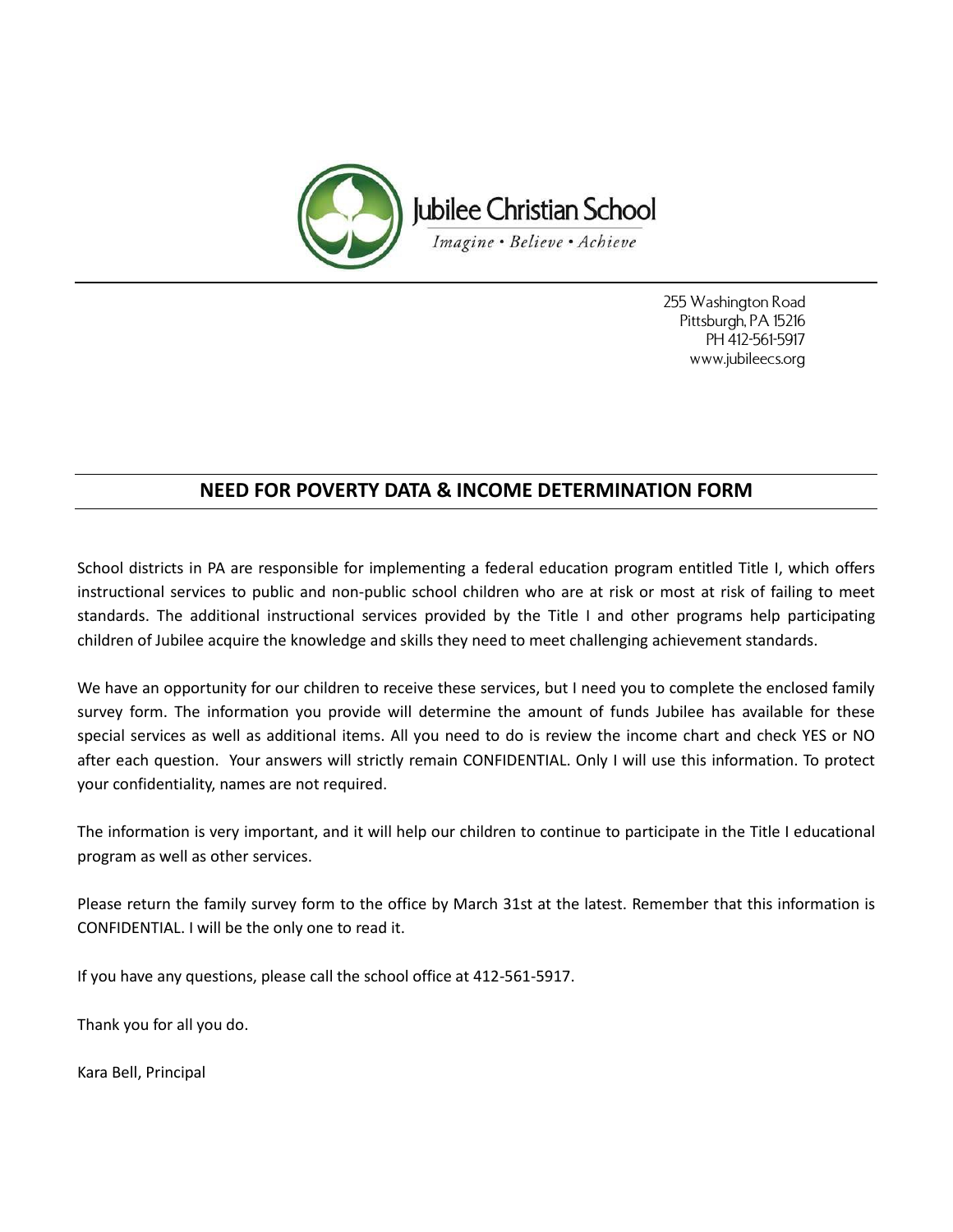Jubilee Christian School

*Imagine • Believe • Achieve*

255 Washington Road
Pittsburgh, PA 15216
PH 412-561-5917
www.jubileecs.org

## NEED FOR POVERTY DATA & INCOME DETERMINATION FORM

School districts in PA are responsible for implementing a federal education program entitled Title I, which offers instructional services to public and non-public school children who are at risk or most at risk of failing to meet standards. The additional instructional services provided by the Title I and other programs help participating children of Jubilee acquire the knowledge and skills they need to meet challenging achievement standards.

We have an opportunity for our children to receive these services, but I need you to complete the enclosed family survey form. The information you provide will determine the amount of funds Jubilee has available for these special services as well as additional items. All you need to do is review the income chart and check YES or NO after each question. Your answers will strictly remain CONFIDENTIAL. Only I will use this information. To protect your confidentiality, names are not required.

The information is very important, and it will help our children to continue to participate in the Title I educational program as well as other services.

Please return the family survey form to the office by March 31st at the latest. Remember that this information is CONFIDENTIAL. I will be the only one to read it.

If you have any questions, please call the school office at 412-561-5917.

Thank you for all you do.

Kara Bell, Principal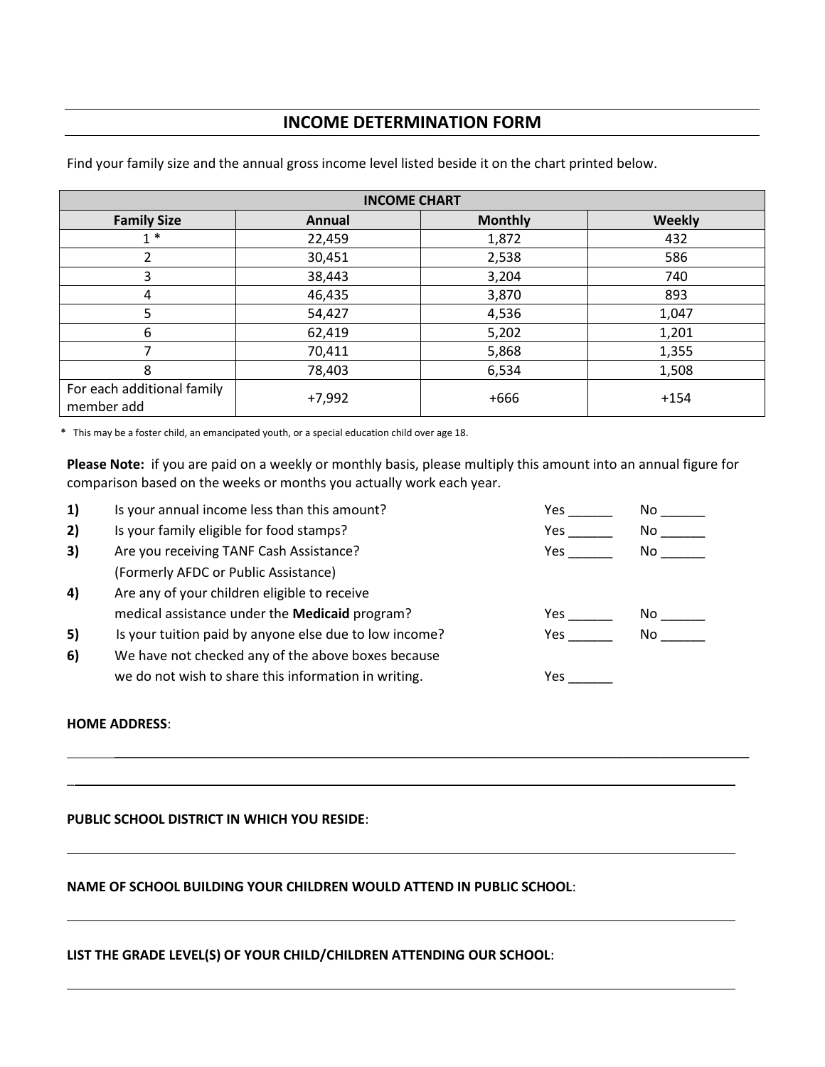# INCOME DETERMINATION FORM

Find your family size and the annual gross income level listed beside it on the chart printed below.

| INCOME CHART | | | |
|---|---|---|---|
| **Family Size** | **Annual** | **Monthly** | **Weekly** |
| 1 * | 22,459 | 1,872 | 432 |
| 2 | 30,451 | 2,538 | 586 |
| 3 | 38,443 | 3,204 | 740 |
| 4 | 46,435 | 3,870 | 893 |
| 5 | 54,427 | 4,536 | 1,047 |
| 6 | 62,419 | 5,202 | 1,201 |
| 7 | 70,411 | 5,868 | 1,355 |
| 8 | 78,403 | 6,534 | 1,508 |
| For each additional family member add | +7,992 | +666 | +154 |

**\*** This may be a foster child, an emancipated youth, or a special education child over age 18.

**Please Note:** if you are paid on a weekly or monthly basis, please multiply this amount into an annual figure for comparison based on the weeks or months you actually work each year.

**1)** Is your annual income less than this amount? Yes ______ No ______

**2)** Is your family eligible for food stamps? Yes ______ No ______

**3)** Are you receiving TANF Cash Assistance? Yes ______ No ______
(Formerly AFDC or Public Assistance)

**4)** Are any of your children eligible to receive medical assistance under the **Medicaid** program? Yes ______ No ______

**5)** Is your tuition paid by anyone else due to low income? Yes ______ No ______

**6)** We have not checked any of the above boxes because we do not wish to share this information in writing. Yes ______

**HOME ADDRESS**:

______________________________________________________________________________

______________________________________________________________________________

**PUBLIC SCHOOL DISTRICT IN WHICH YOU RESIDE**:

______________________________________________________________________________

**NAME OF SCHOOL BUILDING YOUR CHILDREN WOULD ATTEND IN PUBLIC SCHOOL**:

______________________________________________________________________________

**LIST THE GRADE LEVEL(S) OF YOUR CHILD/CHILDREN ATTENDING OUR SCHOOL**:

______________________________________________________________________________